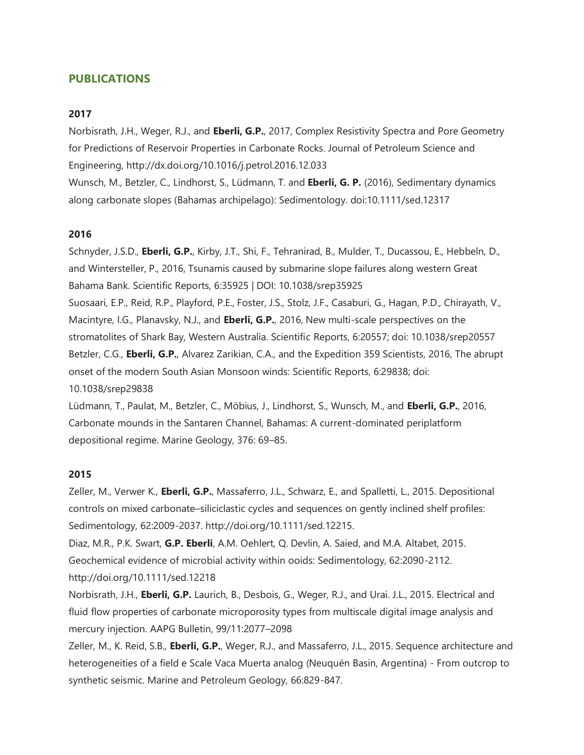## PUBLICATIONS

### 2017

Norbisrath, J.H., Weger, R.J., and **Eberli, G.P.**, 2017, Complex Resistivity Spectra and Pore Geometry for Predictions of Reservoir Properties in Carbonate Rocks. Journal of Petroleum Science and Engineering, http://dx.doi.org/10.1016/j.petrol.2016.12.033

Wunsch, M., Betzler, C., Lindhorst, S., Lüdmann, T. and **Eberli, G. P.** (2016), Sedimentary dynamics along carbonate slopes (Bahamas archipelago): Sedimentology. doi:10.1111/sed.12317

### 2016

Schnyder, J.S.D., **Eberli, G.P.**, Kirby, J.T., Shi, F., Tehranirad, B., Mulder, T., Ducassou, E., Hebbeln, D., and Wintersteller, P., 2016, Tsunamis caused by submarine slope failures along western Great Bahama Bank. Scientific Reports, 6:35925 | DOI: 10.1038/srep35925

Suosaari, E.P., Reid, R.P., Playford, P.E., Foster, J.S., Stolz, J.F., Casaburi, G., Hagan, P.D., Chirayath, V., Macintyre, I.G., Planavsky, N.J., and **Eberli, G.P.**, 2016, New multi-scale perspectives on the stromatolites of Shark Bay, Western Australia. Scientific Reports, 6:20557; doi: 10.1038/srep20557

Betzler, C.G., **Eberli, G.P.**, Alvarez Zarikian, C.A., and the Expedition 359 Scientists, 2016, The abrupt onset of the modern South Asian Monsoon winds: Scientific Reports, 6:29838; doi: 10.1038/srep29838

Lüdmann, T., Paulat, M., Betzler, C., Möbius, J., Lindhorst, S., Wunsch, M., and **Eberli, G.P.**, 2016, Carbonate mounds in the Santaren Channel, Bahamas: A current-dominated periplatform depositional regime. Marine Geology, 376: 69–85.

### 2015

Zeller, M., Verwer K., **Eberli, G.P.**, Massaferro, J.L., Schwarz, E., and Spalletti, L., 2015. Depositional controls on mixed carbonate–siliciclastic cycles and sequences on gently inclined shelf profiles: Sedimentology, 62:2009-2037. http://doi.org/10.1111/sed.12215.

Diaz, M.R., P.K. Swart, **G.P. Eberli**, A.M. Oehlert, Q. Devlin, A. Saied, and M.A. Altabet, 2015. Geochemical evidence of microbial activity within ooids: Sedimentology, 62:2090-2112. http://doi.org/10.1111/sed.12218

Norbisrath, J.H., **Eberli, G.P.** Laurich, B., Desbois, G., Weger, R.J., and Urai. J.L., 2015. Electrical and fluid flow properties of carbonate microporosity types from multiscale digital image analysis and mercury injection. AAPG Bulletin, 99/11:2077–2098

Zeller, M., K. Reid, S.B., **Eberli, G.P.**, Weger, R.J., and Massaferro, J.L., 2015. Sequence architecture and heterogeneities of a field e Scale Vaca Muerta analog (Neuquén Basin, Argentina) - From outcrop to synthetic seismic. Marine and Petroleum Geology, 66:829-847.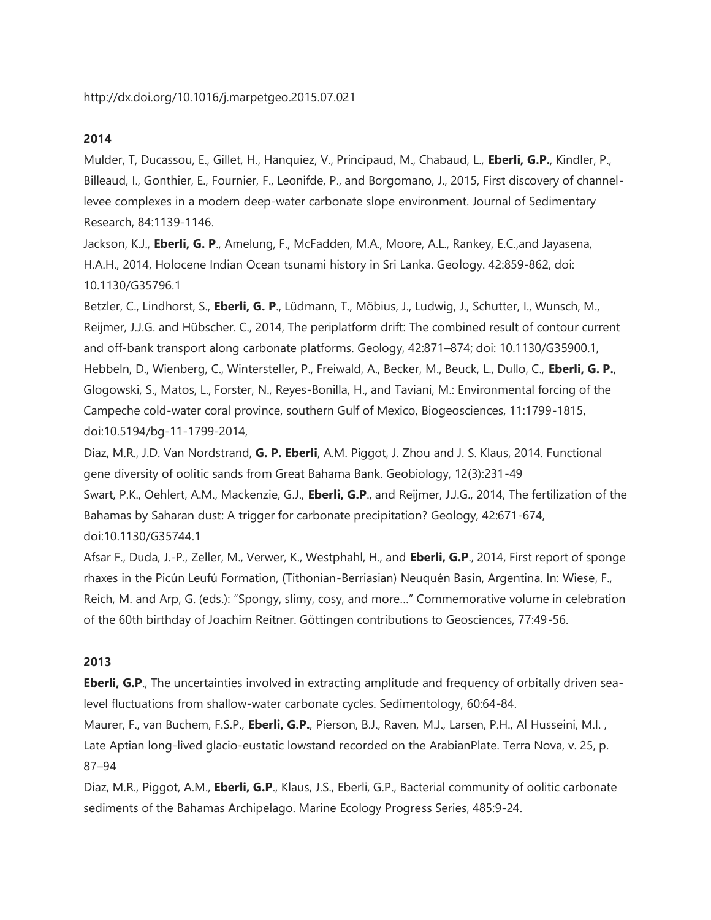http://dx.doi.org/10.1016/j.marpetgeo.2015.07.021

**2014**

Mulder, T, Ducassou, E., Gillet, H., Hanquiez, V., Principaud, M., Chabaud, L., **Eberli, G.P.**, Kindler, P., Billeaud, I., Gonthier, E., Fournier, F., Leonifde, P., and Borgomano, J., 2015, First discovery of channel-levee complexes in a modern deep-water carbonate slope environment. Journal of Sedimentary Research, 84:1139-1146.

Jackson, K.J., **Eberli, G. P**., Amelung, F., McFadden, M.A., Moore, A.L., Rankey, E.C.,and Jayasena, H.A.H., 2014, Holocene Indian Ocean tsunami history in Sri Lanka. Geology. 42:859-862, doi: 10.1130/G35796.1

Betzler, C., Lindhorst, S., **Eberli, G. P**., Lüdmann, T., Möbius, J., Ludwig, J., Schutter, I., Wunsch, M., Reijmer, J.J.G. and Hübscher. C., 2014, The periplatform drift: The combined result of contour current and off-bank transport along carbonate platforms. Geology, 42:871–874; doi: 10.1130/G35900.1,

Hebbeln, D., Wienberg, C., Wintersteller, P., Freiwald, A., Becker, M., Beuck, L., Dullo, C., **Eberli, G. P.**, Glogowski, S., Matos, L., Forster, N., Reyes-Bonilla, H., and Taviani, M.: Environmental forcing of the Campeche cold-water coral province, southern Gulf of Mexico, Biogeosciences, 11:1799-1815, doi:10.5194/bg-11-1799-2014,

Diaz, M.R., J.D. Van Nordstrand, **G. P. Eberli**, A.M. Piggot, J. Zhou and J. S. Klaus, 2014. Functional gene diversity of oolitic sands from Great Bahama Bank. Geobiology, 12(3):231-49

Swart, P.K., Oehlert, A.M., Mackenzie, G.J., **Eberli, G.P**., and Reijmer, J.J.G., 2014, The fertilization of the Bahamas by Saharan dust: A trigger for carbonate precipitation? Geology, 42:671-674, doi:10.1130/G35744.1

Afsar F., Duda, J.-P., Zeller, M., Verwer, K., Westphahl, H., and **Eberli, G.P**., 2014, First report of sponge rhaxes in the Picún Leufú Formation, (Tithonian-Berriasian) Neuquén Basin, Argentina. In: Wiese, F., Reich, M. and Arp, G. (eds.): "Spongy, slimy, cosy, and more..." Commemorative volume in celebration of the 60th birthday of Joachim Reitner. Göttingen contributions to Geosciences, 77:49-56.

**2013**

**Eberli, G.P**., The uncertainties involved in extracting amplitude and frequency of orbitally driven sea-level fluctuations from shallow-water carbonate cycles. Sedimentology, 60:64-84.

Maurer, F., van Buchem, F.S.P., **Eberli, G.P.**, Pierson, B.J., Raven, M.J., Larsen, P.H., Al Husseini, M.I. , Late Aptian long-lived glacio-eustatic lowstand recorded on the ArabianPlate. Terra Nova, v. 25, p. 87–94

Diaz, M.R., Piggot, A.M., **Eberli, G.P**., Klaus, J.S., Eberli, G.P., Bacterial community of oolitic carbonate sediments of the Bahamas Archipelago. Marine Ecology Progress Series, 485:9-24.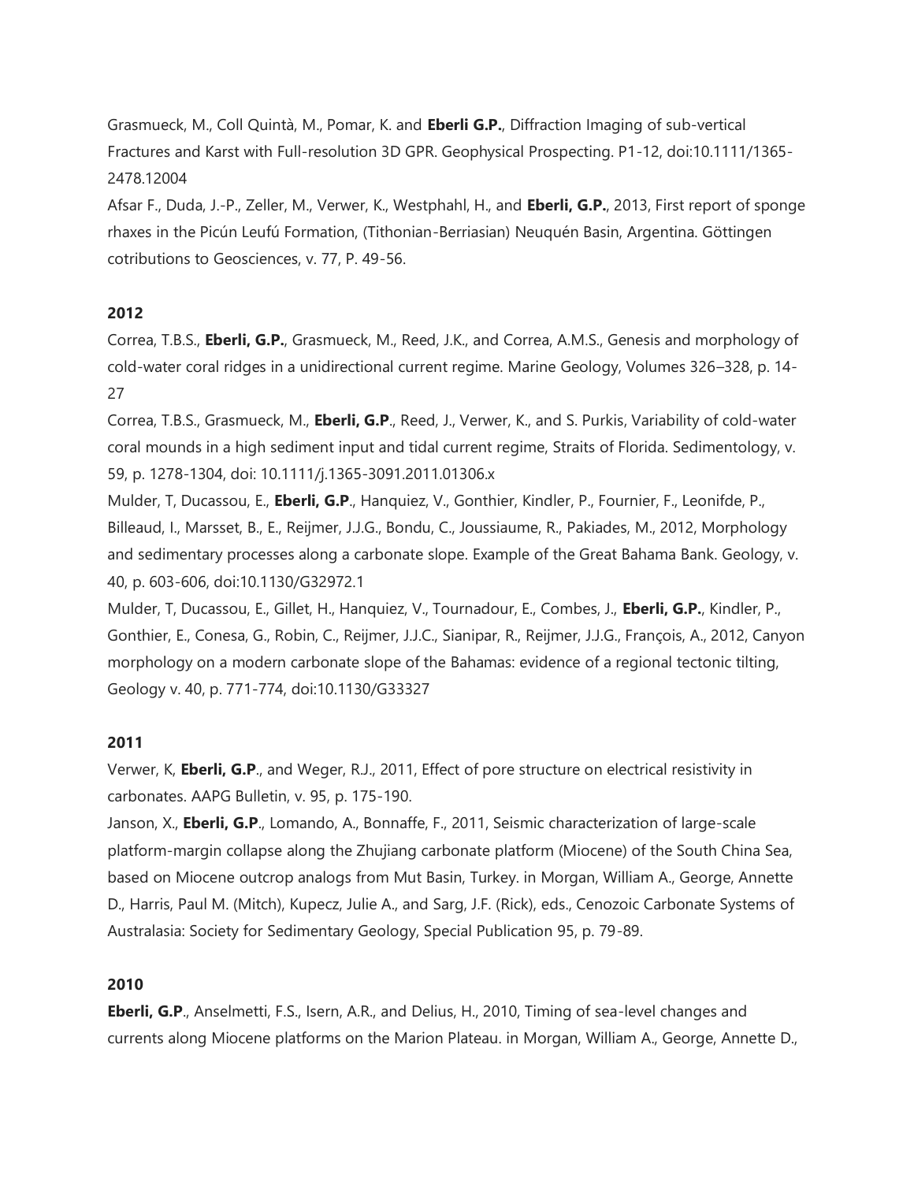Grasmueck, M., Coll Quintà, M., Pomar, K. and **Eberli G.P.**, Diffraction Imaging of sub-vertical Fractures and Karst with Full-resolution 3D GPR. Geophysical Prospecting. P1-12, doi:10.1111/1365-2478.12004

Afsar F., Duda, J.-P., Zeller, M., Verwer, K., Westphahl, H., and **Eberli, G.P.**, 2013, First report of sponge rhaxes in the Picún Leufú Formation, (Tithonian-Berriasian) Neuquén Basin, Argentina. Göttingen cotributions to Geosciences, v. 77, P. 49-56.

**2012**

Correa, T.B.S., **Eberli, G.P.**, Grasmueck, M., Reed, J.K., and Correa, A.M.S., Genesis and morphology of cold-water coral ridges in a unidirectional current regime. Marine Geology, Volumes 326–328, p. 14-27

Correa, T.B.S., Grasmueck, M., **Eberli, G.P**., Reed, J., Verwer, K., and S. Purkis, Variability of cold-water coral mounds in a high sediment input and tidal current regime, Straits of Florida. Sedimentology, v. 59, p. 1278-1304, doi: 10.1111/j.1365-3091.2011.01306.x

Mulder, T, Ducassou, E., **Eberli, G.P**., Hanquiez, V., Gonthier, Kindler, P., Fournier, F., Leonifde, P., Billeaud, I., Marsset, B., E., Reijmer, J.J.G., Bondu, C., Joussiaume, R., Pakiades, M., 2012, Morphology and sedimentary processes along a carbonate slope. Example of the Great Bahama Bank. Geology, v. 40, p. 603-606, doi:10.1130/G32972.1

Mulder, T, Ducassou, E., Gillet, H., Hanquiez, V., Tournadour, E., Combes, J., **Eberli, G.P.**, Kindler, P., Gonthier, E., Conesa, G., Robin, C., Reijmer, J.J.C., Sianipar, R., Reijmer, J.J.G., François, A., 2012, Canyon morphology on a modern carbonate slope of the Bahamas: evidence of a regional tectonic tilting, Geology v. 40, p. 771-774, doi:10.1130/G33327

**2011**

Verwer, K, **Eberli, G.P**., and Weger, R.J., 2011, Effect of pore structure on electrical resistivity in carbonates. AAPG Bulletin, v. 95, p. 175-190.

Janson, X., **Eberli, G.P**., Lomando, A., Bonnaffe, F., 2011, Seismic characterization of large-scale platform-margin collapse along the Zhujiang carbonate platform (Miocene) of the South China Sea, based on Miocene outcrop analogs from Mut Basin, Turkey. in Morgan, William A., George, Annette D., Harris, Paul M. (Mitch), Kupecz, Julie A., and Sarg, J.F. (Rick), eds., Cenozoic Carbonate Systems of Australasia: Society for Sedimentary Geology, Special Publication 95, p. 79-89.

**2010**

**Eberli, G.P**., Anselmetti, F.S., Isern, A.R., and Delius, H., 2010, Timing of sea-level changes and currents along Miocene platforms on the Marion Plateau. in Morgan, William A., George, Annette D.,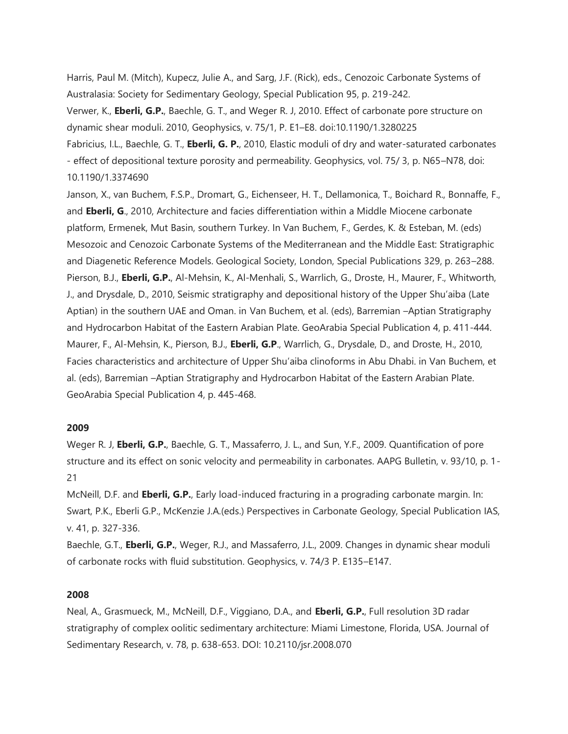Harris, Paul M. (Mitch), Kupecz, Julie A., and Sarg, J.F. (Rick), eds., Cenozoic Carbonate Systems of Australasia: Society for Sedimentary Geology, Special Publication 95, p. 219-242.

Verwer, K., **Eberli, G.P.**, Baechle, G. T., and Weger R. J, 2010. Effect of carbonate pore structure on dynamic shear moduli. 2010, Geophysics, v. 75/1, P. E1–E8. doi:10.1190/1.3280225

Fabricius, I.L., Baechle, G. T., **Eberli, G. P.**, 2010, Elastic moduli of dry and water-saturated carbonates - effect of depositional texture porosity and permeability. Geophysics, vol. 75/ 3, p. N65–N78, doi: 10.1190/1.3374690

Janson, X., van Buchem, F.S.P., Dromart, G., Eichenseer, H. T., Dellamonica, T., Boichard R., Bonnaffe, F., and **Eberli, G**., 2010, Architecture and facies differentiation within a Middle Miocene carbonate platform, Ermenek, Mut Basin, southern Turkey. In Van Buchem, F., Gerdes, K. & Esteban, M. (eds) Mesozoic and Cenozoic Carbonate Systems of the Mediterranean and the Middle East: Stratigraphic and Diagenetic Reference Models. Geological Society, London, Special Publications 329, p. 263–288.

Pierson, B.J., **Eberli, G.P.**, Al-Mehsin, K., Al-Menhali, S., Warrlich, G., Droste, H., Maurer, F., Whitworth, J., and Drysdale, D., 2010, Seismic stratigraphy and depositional history of the Upper Shu'aiba (Late Aptian) in the southern UAE and Oman. in Van Buchem, et al. (eds), Barremian –Aptian Stratigraphy and Hydrocarbon Habitat of the Eastern Arabian Plate. GeoArabia Special Publication 4, p. 411-444.

Maurer, F., Al-Mehsin, K., Pierson, B.J., **Eberli, G.P**., Warrlich, G., Drysdale, D., and Droste, H., 2010, Facies characteristics and architecture of Upper Shu'aiba clinoforms in Abu Dhabi. in Van Buchem, et al. (eds), Barremian –Aptian Stratigraphy and Hydrocarbon Habitat of the Eastern Arabian Plate. GeoArabia Special Publication 4, p. 445-468.

**2009**

Weger R. J, **Eberli, G.P.**, Baechle, G. T., Massaferro, J. L., and Sun, Y.F., 2009. Quantification of pore structure and its effect on sonic velocity and permeability in carbonates. AAPG Bulletin, v. 93/10, p. 1-21

McNeill, D.F. and **Eberli, G.P.**, Early load-induced fracturing in a prograding carbonate margin. In: Swart, P.K., Eberli G.P., McKenzie J.A.(eds.) Perspectives in Carbonate Geology, Special Publication IAS, v. 41, p. 327-336.

Baechle, G.T., **Eberli, G.P.**, Weger, R.J., and Massaferro, J.L., 2009. Changes in dynamic shear moduli of carbonate rocks with fluid substitution. Geophysics, v. 74/3 P. E135–E147.

**2008**

Neal, A., Grasmueck, M., McNeill, D.F., Viggiano, D.A., and **Eberli, G.P.**, Full resolution 3D radar stratigraphy of complex oolitic sedimentary architecture: Miami Limestone, Florida, USA. Journal of Sedimentary Research, v. 78, p. 638-653. DOI: 10.2110/jsr.2008.070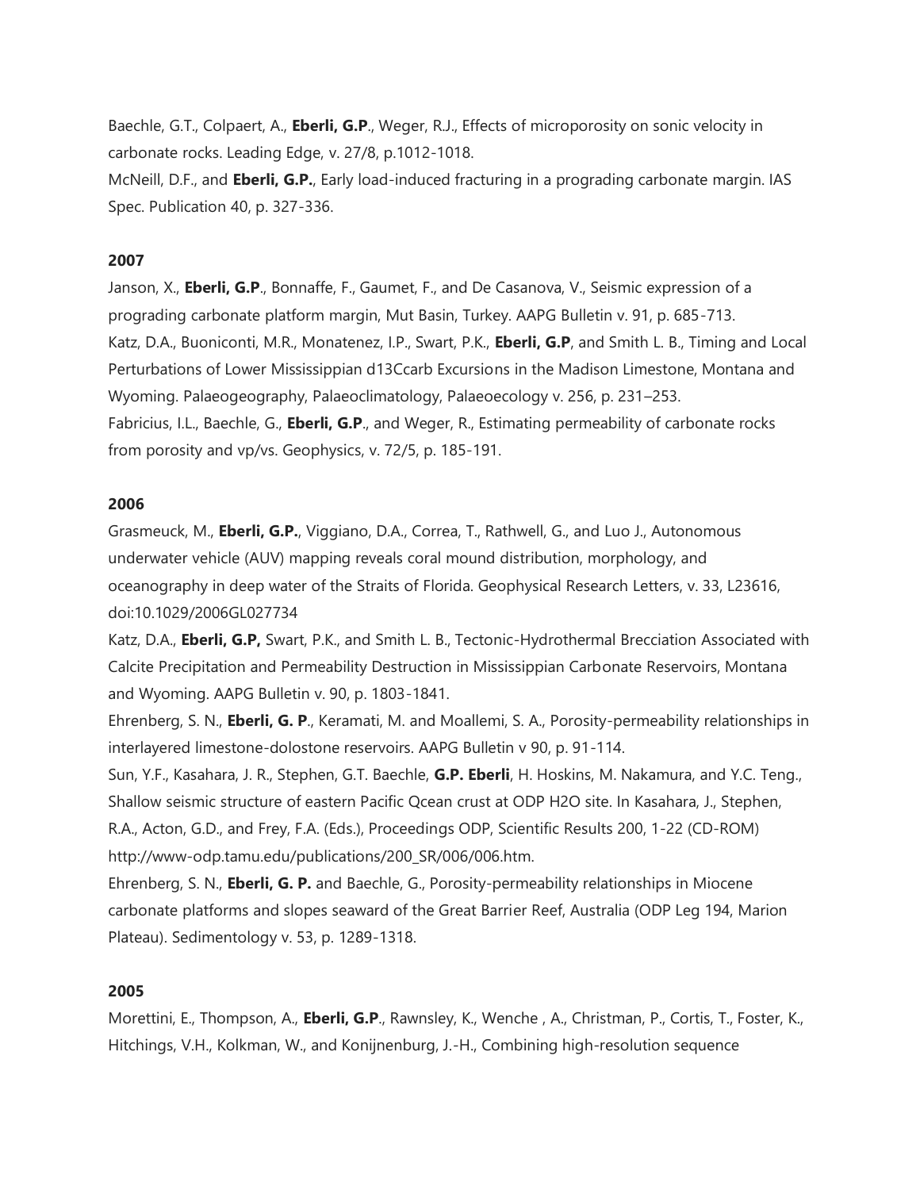Baechle, G.T., Colpaert, A., **Eberli, G.P**., Weger, R.J., Effects of microporosity on sonic velocity in carbonate rocks. Leading Edge, v. 27/8, p.1012-1018.

McNeill, D.F., and **Eberli, G.P.**, Early load-induced fracturing in a prograding carbonate margin. IAS Spec. Publication 40, p. 327-336.

**2007**

Janson, X., **Eberli, G.P**., Bonnaffe, F., Gaumet, F., and De Casanova, V., Seismic expression of a prograding carbonate platform margin, Mut Basin, Turkey. AAPG Bulletin v. 91, p. 685-713.

Katz, D.A., Buoniconti, M.R., Monatenez, I.P., Swart, P.K., **Eberli, G.P**, and Smith L. B., Timing and Local Perturbations of Lower Mississippian d13Ccarb Excursions in the Madison Limestone, Montana and Wyoming. Palaeogeography, Palaeoclimatology, Palaeoecology v. 256, p. 231–253.

Fabricius, I.L., Baechle, G., **Eberli, G.P**., and Weger, R., Estimating permeability of carbonate rocks from porosity and vp/vs. Geophysics, v. 72/5, p. 185-191.

**2006**

Grasmeuck, M., **Eberli, G.P.**, Viggiano, D.A., Correa, T., Rathwell, G., and Luo J., Autonomous underwater vehicle (AUV) mapping reveals coral mound distribution, morphology, and oceanography in deep water of the Straits of Florida. Geophysical Research Letters, v. 33, L23616, doi:10.1029/2006GL027734

Katz, D.A., **Eberli, G.P,** Swart, P.K., and Smith L. B., Tectonic-Hydrothermal Brecciation Associated with Calcite Precipitation and Permeability Destruction in Mississippian Carbonate Reservoirs, Montana and Wyoming. AAPG Bulletin v. 90, p. 1803-1841.

Ehrenberg, S. N., **Eberli, G. P**., Keramati, M. and Moallemi, S. A., Porosity-permeability relationships in interlayered limestone-dolostone reservoirs. AAPG Bulletin v 90, p. 91-114.

Sun, Y.F., Kasahara, J. R., Stephen, G.T. Baechle, **G.P. Eberli**, H. Hoskins, M. Nakamura, and Y.C. Teng., Shallow seismic structure of eastern Pacific Qcean crust at ODP H2O site. In Kasahara, J., Stephen, R.A., Acton, G.D., and Frey, F.A. (Eds.), Proceedings ODP, Scientific Results 200, 1-22 (CD-ROM) http://www-odp.tamu.edu/publications/200_SR/006/006.htm.

Ehrenberg, S. N., **Eberli, G. P.** and Baechle, G., Porosity-permeability relationships in Miocene carbonate platforms and slopes seaward of the Great Barrier Reef, Australia (ODP Leg 194, Marion Plateau). Sedimentology v. 53, p. 1289-1318.

**2005**

Morettini, E., Thompson, A., **Eberli, G.P**., Rawnsley, K., Wenche , A., Christman, P., Cortis, T., Foster, K., Hitchings, V.H., Kolkman, W., and Konijnenburg, J.-H., Combining high-resolution sequence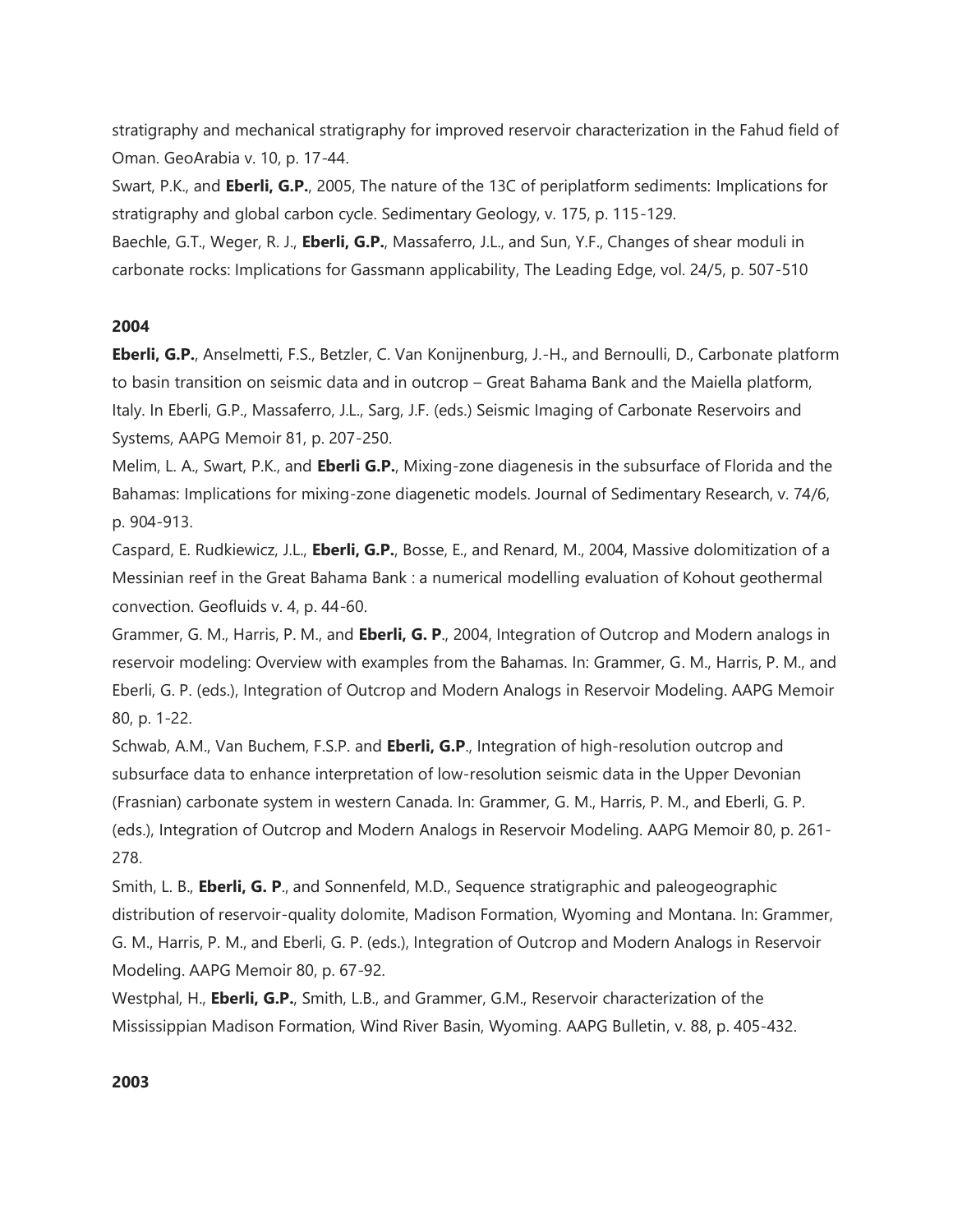stratigraphy and mechanical stratigraphy for improved reservoir characterization in the Fahud field of Oman. GeoArabia v. 10, p. 17-44.

Swart, P.K., and **Eberli, G.P.**, 2005, The nature of the 13C of periplatform sediments: Implications for stratigraphy and global carbon cycle. Sedimentary Geology, v. 175, p. 115-129.

Baechle, G.T., Weger, R. J., **Eberli, G.P.**, Massaferro, J.L., and Sun, Y.F., Changes of shear moduli in carbonate rocks: Implications for Gassmann applicability, The Leading Edge, vol. 24/5, p. 507-510

**2004**

**Eberli, G.P.**, Anselmetti, F.S., Betzler, C. Van Konijnenburg, J.-H., and Bernoulli, D., Carbonate platform to basin transition on seismic data and in outcrop – Great Bahama Bank and the Maiella platform, Italy. In Eberli, G.P., Massaferro, J.L., Sarg, J.F. (eds.) Seismic Imaging of Carbonate Reservoirs and Systems, AAPG Memoir 81, p. 207-250.

Melim, L. A., Swart, P.K., and **Eberli G.P.**, Mixing-zone diagenesis in the subsurface of Florida and the Bahamas: Implications for mixing-zone diagenetic models. Journal of Sedimentary Research, v. 74/6, p. 904-913.

Caspard, E. Rudkiewicz, J.L., **Eberli, G.P.**, Bosse, E., and Renard, M., 2004, Massive dolomitization of a Messinian reef in the Great Bahama Bank : a numerical modelling evaluation of Kohout geothermal convection. Geofluids v. 4, p. 44-60.

Grammer, G. M., Harris, P. M., and **Eberli, G. P**., 2004, Integration of Outcrop and Modern analogs in reservoir modeling: Overview with examples from the Bahamas. In: Grammer, G. M., Harris, P. M., and Eberli, G. P. (eds.), Integration of Outcrop and Modern Analogs in Reservoir Modeling. AAPG Memoir 80, p. 1-22.

Schwab, A.M., Van Buchem, F.S.P. and **Eberli, G.P**., Integration of high-resolution outcrop and subsurface data to enhance interpretation of low-resolution seismic data in the Upper Devonian (Frasnian) carbonate system in western Canada. In: Grammer, G. M., Harris, P. M., and Eberli, G. P. (eds.), Integration of Outcrop and Modern Analogs in Reservoir Modeling. AAPG Memoir 80, p. 261-278.

Smith, L. B., **Eberli, G. P**., and Sonnenfeld, M.D., Sequence stratigraphic and paleogeographic distribution of reservoir-quality dolomite, Madison Formation, Wyoming and Montana. In: Grammer, G. M., Harris, P. M., and Eberli, G. P. (eds.), Integration of Outcrop and Modern Analogs in Reservoir Modeling. AAPG Memoir 80, p. 67-92.

Westphal, H., **Eberli, G.P.**, Smith, L.B., and Grammer, G.M., Reservoir characterization of the Mississippian Madison Formation, Wind River Basin, Wyoming. AAPG Bulletin, v. 88, p. 405-432.

**2003**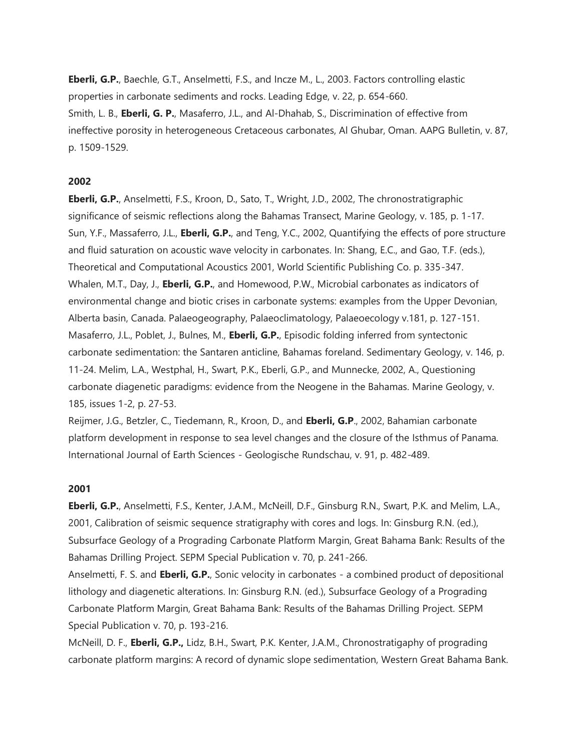**Eberli, G.P.**, Baechle, G.T., Anselmetti, F.S., and Incze M., L., 2003. Factors controlling elastic properties in carbonate sediments and rocks. Leading Edge, v. 22, p. 654-660.
Smith, L. B., **Eberli, G. P.**, Masaferro, J.L., and Al-Dhahab, S., Discrimination of effective from ineffective porosity in heterogeneous Cretaceous carbonates, Al Ghubar, Oman. AAPG Bulletin, v. 87, p. 1509-1529.

**2002**

**Eberli, G.P.**, Anselmetti, F.S., Kroon, D., Sato, T., Wright, J.D., 2002, The chronostratigraphic significance of seismic reflections along the Bahamas Transect, Marine Geology, v. 185, p. 1-17.
Sun, Y.F., Massaferro, J.L., **Eberli, G.P.**, and Teng, Y.C., 2002, Quantifying the effects of pore structure and fluid saturation on acoustic wave velocity in carbonates. In: Shang, E.C., and Gao, T.F. (eds.), Theoretical and Computational Acoustics 2001, World Scientific Publishing Co. p. 335-347.
Whalen, M.T., Day, J., **Eberli, G.P.**, and Homewood, P.W., Microbial carbonates as indicators of environmental change and biotic crises in carbonate systems: examples from the Upper Devonian, Alberta basin, Canada. Palaeogeography, Palaeoclimatology, Palaeoecology v.181, p. 127-151.
Masaferro, J.L., Poblet, J., Bulnes, M., **Eberli, G.P.**, Episodic folding inferred from syntectonic carbonate sedimentation: the Santaren anticline, Bahamas foreland. Sedimentary Geology, v. 146, p. 11-24. Melim, L.A., Westphal, H., Swart, P.K., Eberli, G.P., and Munnecke, 2002, A., Questioning carbonate diagenetic paradigms: evidence from the Neogene in the Bahamas. Marine Geology, v. 185, issues 1-2, p. 27-53.
Reijmer, J.G., Betzler, C., Tiedemann, R., Kroon, D., and **Eberli, G.P**., 2002, Bahamian carbonate platform development in response to sea level changes and the closure of the Isthmus of Panama. International Journal of Earth Sciences - Geologische Rundschau, v. 91, p. 482-489.

**2001**

**Eberli, G.P.**, Anselmetti, F.S., Kenter, J.A.M., McNeill, D.F., Ginsburg R.N., Swart, P.K. and Melim, L.A., 2001, Calibration of seismic sequence stratigraphy with cores and logs. In: Ginsburg R.N. (ed.), Subsurface Geology of a Prograding Carbonate Platform Margin, Great Bahama Bank: Results of the Bahamas Drilling Project. SEPM Special Publication v. 70, p. 241-266.
Anselmetti, F. S. and **Eberli, G.P.**, Sonic velocity in carbonates - a combined product of depositional lithology and diagenetic alterations. In: Ginsburg R.N. (ed.), Subsurface Geology of a Prograding Carbonate Platform Margin, Great Bahama Bank: Results of the Bahamas Drilling Project. SEPM Special Publication v. 70, p. 193-216.
McNeill, D. F., **Eberli, G.P.,** Lidz, B.H., Swart, P.K. Kenter, J.A.M., Chronostratigaphy of prograding carbonate platform margins: A record of dynamic slope sedimentation, Western Great Bahama Bank.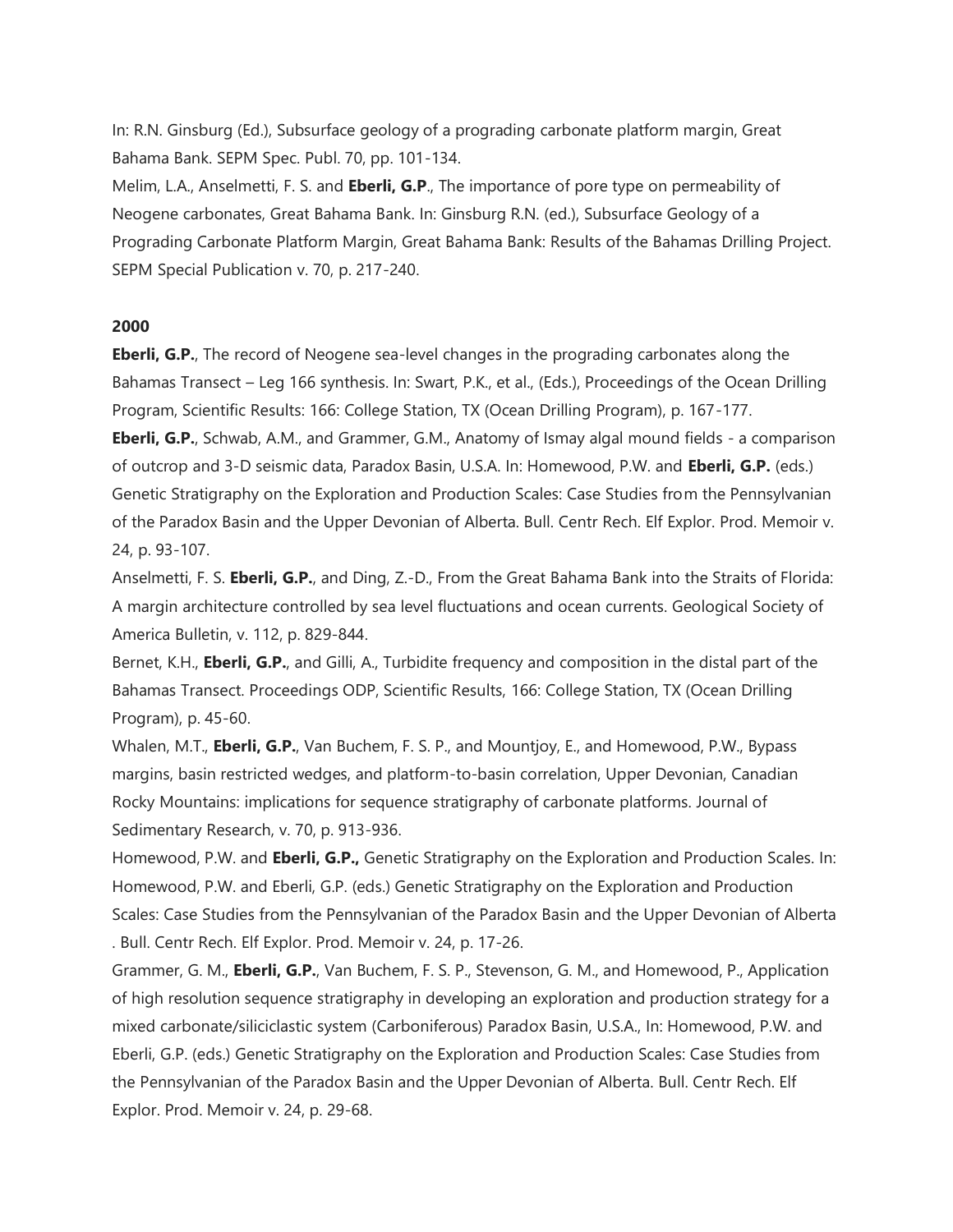In: R.N. Ginsburg (Ed.), Subsurface geology of a prograding carbonate platform margin, Great Bahama Bank. SEPM Spec. Publ. 70, pp. 101-134.

Melim, L.A., Anselmetti, F. S. and **Eberli, G.P**., The importance of pore type on permeability of Neogene carbonates, Great Bahama Bank. In: Ginsburg R.N. (ed.), Subsurface Geology of a Prograding Carbonate Platform Margin, Great Bahama Bank: Results of the Bahamas Drilling Project. SEPM Special Publication v. 70, p. 217-240.

**2000**

**Eberli, G.P.**, The record of Neogene sea-level changes in the prograding carbonates along the Bahamas Transect – Leg 166 synthesis. In: Swart, P.K., et al., (Eds.), Proceedings of the Ocean Drilling Program, Scientific Results: 166: College Station, TX (Ocean Drilling Program), p. 167-177.

**Eberli, G.P.**, Schwab, A.M., and Grammer, G.M., Anatomy of Ismay algal mound fields - a comparison of outcrop and 3-D seismic data, Paradox Basin, U.S.A. In: Homewood, P.W. and **Eberli, G.P.** (eds.) Genetic Stratigraphy on the Exploration and Production Scales: Case Studies from the Pennsylvanian of the Paradox Basin and the Upper Devonian of Alberta. Bull. Centr Rech. Elf Explor. Prod. Memoir v. 24, p. 93-107.

Anselmetti, F. S. **Eberli, G.P.**, and Ding, Z.-D., From the Great Bahama Bank into the Straits of Florida: A margin architecture controlled by sea level fluctuations and ocean currents. Geological Society of America Bulletin, v. 112, p. 829-844.

Bernet, K.H., **Eberli, G.P.**, and Gilli, A., Turbidite frequency and composition in the distal part of the Bahamas Transect. Proceedings ODP, Scientific Results, 166: College Station, TX (Ocean Drilling Program), p. 45-60.

Whalen, M.T., **Eberli, G.P.**, Van Buchem, F. S. P., and Mountjoy, E., and Homewood, P.W., Bypass margins, basin restricted wedges, and platform-to-basin correlation, Upper Devonian, Canadian Rocky Mountains: implications for sequence stratigraphy of carbonate platforms. Journal of Sedimentary Research, v. 70, p. 913-936.

Homewood, P.W. and **Eberli, G.P.,** Genetic Stratigraphy on the Exploration and Production Scales. In: Homewood, P.W. and Eberli, G.P. (eds.) Genetic Stratigraphy on the Exploration and Production Scales: Case Studies from the Pennsylvanian of the Paradox Basin and the Upper Devonian of Alberta . Bull. Centr Rech. Elf Explor. Prod. Memoir v. 24, p. 17-26.

Grammer, G. M., **Eberli, G.P.**, Van Buchem, F. S. P., Stevenson, G. M., and Homewood, P., Application of high resolution sequence stratigraphy in developing an exploration and production strategy for a mixed carbonate/siliciclastic system (Carboniferous) Paradox Basin, U.S.A., In: Homewood, P.W. and Eberli, G.P. (eds.) Genetic Stratigraphy on the Exploration and Production Scales: Case Studies from the Pennsylvanian of the Paradox Basin and the Upper Devonian of Alberta. Bull. Centr Rech. Elf Explor. Prod. Memoir v. 24, p. 29-68.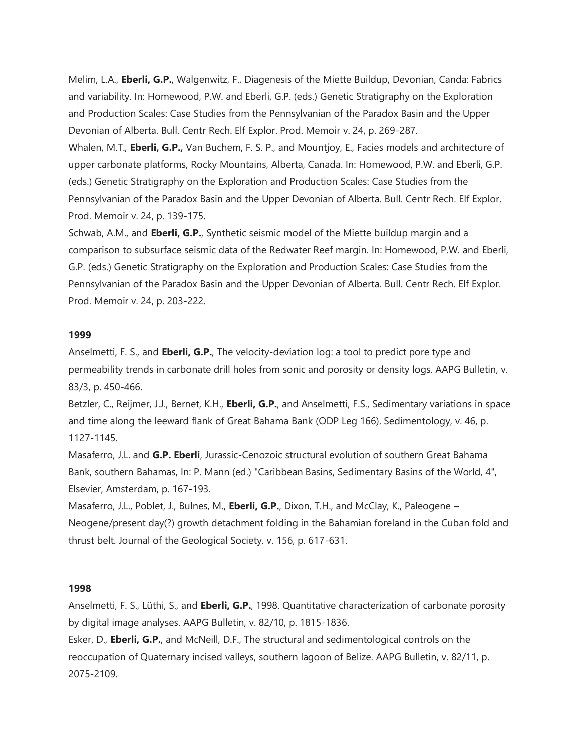Melim, L.A., **Eberli, G.P.**, Walgenwitz, F., Diagenesis of the Miette Buildup, Devonian, Canda: Fabrics and variability. In: Homewood, P.W. and Eberli, G.P. (eds.) Genetic Stratigraphy on the Exploration and Production Scales: Case Studies from the Pennsylvanian of the Paradox Basin and the Upper Devonian of Alberta. Bull. Centr Rech. Elf Explor. Prod. Memoir v. 24, p. 269-287.

Whalen, M.T., **Eberli, G.P.,** Van Buchem, F. S. P., and Mountjoy, E., Facies models and architecture of upper carbonate platforms, Rocky Mountains, Alberta, Canada. In: Homewood, P.W. and Eberli, G.P. (eds.) Genetic Stratigraphy on the Exploration and Production Scales: Case Studies from the Pennsylvanian of the Paradox Basin and the Upper Devonian of Alberta. Bull. Centr Rech. Elf Explor. Prod. Memoir v. 24, p. 139-175.

Schwab, A.M., and **Eberli, G.P.**, Synthetic seismic model of the Miette buildup margin and a comparison to subsurface seismic data of the Redwater Reef margin. In: Homewood, P.W. and Eberli, G.P. (eds.) Genetic Stratigraphy on the Exploration and Production Scales: Case Studies from the Pennsylvanian of the Paradox Basin and the Upper Devonian of Alberta. Bull. Centr Rech. Elf Explor. Prod. Memoir v. 24, p. 203-222.

**1999**

Anselmetti, F. S., and **Eberli, G.P.**, The velocity-deviation log: a tool to predict pore type and permeability trends in carbonate drill holes from sonic and porosity or density logs. AAPG Bulletin, v. 83/3, p. 450-466.

Betzler, C., Reijmer, J.J., Bernet, K.H., **Eberli, G.P.**, and Anselmetti, F.S., Sedimentary variations in space and time along the leeward flank of Great Bahama Bank (ODP Leg 166). Sedimentology, v. 46, p. 1127-1145.

Masaferro, J.L. and **G.P. Eberli**, Jurassic-Cenozoic structural evolution of southern Great Bahama Bank, southern Bahamas, In: P. Mann (ed.) "Caribbean Basins, Sedimentary Basins of the World, 4", Elsevier, Amsterdam, p. 167-193.

Masaferro, J.L., Poblet, J., Bulnes, M., **Eberli, G.P.**, Dixon, T.H., and McClay, K., Paleogene – Neogene/present day(?) growth detachment folding in the Bahamian foreland in the Cuban fold and thrust belt. Journal of the Geological Society. v. 156, p. 617-631.

**1998**

Anselmetti, F. S., Lüthi, S., and **Eberli, G.P.**, 1998. Quantitative characterization of carbonate porosity by digital image analyses. AAPG Bulletin, v. 82/10, p. 1815-1836.

Esker, D., **Eberli, G.P.**, and McNeill, D.F., The structural and sedimentological controls on the reoccupation of Quaternary incised valleys, southern lagoon of Belize. AAPG Bulletin, v. 82/11, p. 2075-2109.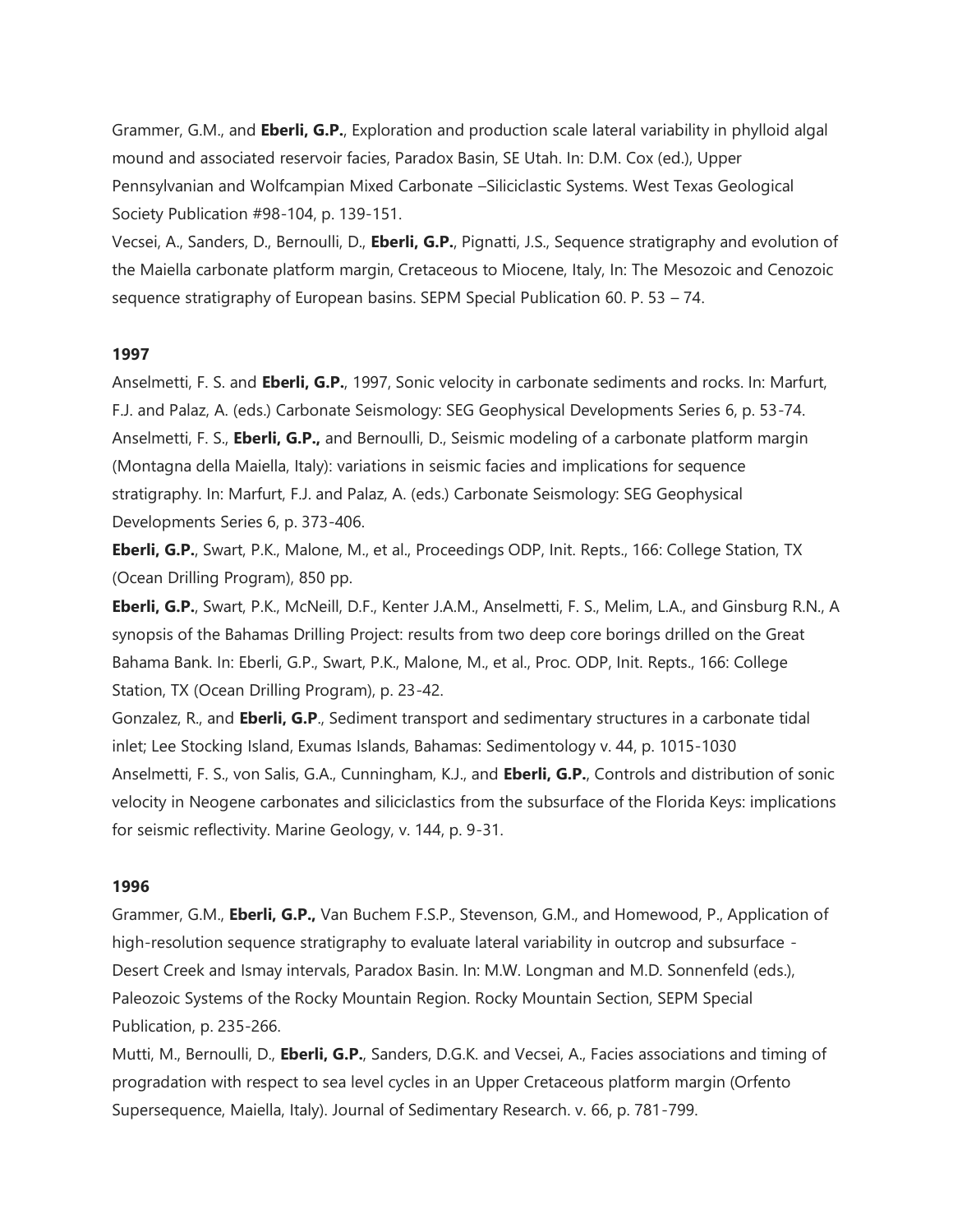Grammer, G.M., and **Eberli, G.P.**, Exploration and production scale lateral variability in phylloid algal mound and associated reservoir facies, Paradox Basin, SE Utah. In: D.M. Cox (ed.), Upper Pennsylvanian and Wolfcampian Mixed Carbonate –Siliciclastic Systems. West Texas Geological Society Publication #98-104, p. 139-151.

Vecsei, A., Sanders, D., Bernoulli, D., **Eberli, G.P.**, Pignatti, J.S., Sequence stratigraphy and evolution of the Maiella carbonate platform margin, Cretaceous to Miocene, Italy, In: The Mesozoic and Cenozoic sequence stratigraphy of European basins. SEPM Special Publication 60. P. 53 – 74.

**1997**

Anselmetti, F. S. and **Eberli, G.P.**, 1997, Sonic velocity in carbonate sediments and rocks. In: Marfurt, F.J. and Palaz, A. (eds.) Carbonate Seismology: SEG Geophysical Developments Series 6, p. 53-74.

Anselmetti, F. S., **Eberli, G.P.,** and Bernoulli, D., Seismic modeling of a carbonate platform margin (Montagna della Maiella, Italy): variations in seismic facies and implications for sequence stratigraphy. In: Marfurt, F.J. and Palaz, A. (eds.) Carbonate Seismology: SEG Geophysical Developments Series 6, p. 373-406.

**Eberli, G.P.**, Swart, P.K., Malone, M., et al., Proceedings ODP, Init. Repts., 166: College Station, TX (Ocean Drilling Program), 850 pp.

**Eberli, G.P.**, Swart, P.K., McNeill, D.F., Kenter J.A.M., Anselmetti, F. S., Melim, L.A., and Ginsburg R.N., A synopsis of the Bahamas Drilling Project: results from two deep core borings drilled on the Great Bahama Bank. In: Eberli, G.P., Swart, P.K., Malone, M., et al., Proc. ODP, Init. Repts., 166: College Station, TX (Ocean Drilling Program), p. 23-42.

Gonzalez, R., and **Eberli, G.P**., Sediment transport and sedimentary structures in a carbonate tidal inlet; Lee Stocking Island, Exumas Islands, Bahamas: Sedimentology v. 44, p. 1015-1030

Anselmetti, F. S., von Salis, G.A., Cunningham, K.J., and **Eberli, G.P.**, Controls and distribution of sonic velocity in Neogene carbonates and siliciclastics from the subsurface of the Florida Keys: implications for seismic reflectivity. Marine Geology, v. 144, p. 9-31.

**1996**

Grammer, G.M., **Eberli, G.P.,** Van Buchem F.S.P., Stevenson, G.M., and Homewood, P., Application of high-resolution sequence stratigraphy to evaluate lateral variability in outcrop and subsurface - Desert Creek and Ismay intervals, Paradox Basin. In: M.W. Longman and M.D. Sonnenfeld (eds.), Paleozoic Systems of the Rocky Mountain Region. Rocky Mountain Section, SEPM Special Publication, p. 235-266.

Mutti, M., Bernoulli, D., **Eberli, G.P.**, Sanders, D.G.K. and Vecsei, A., Facies associations and timing of progradation with respect to sea level cycles in an Upper Cretaceous platform margin (Orfento Supersequence, Maiella, Italy). Journal of Sedimentary Research. v. 66, p. 781-799.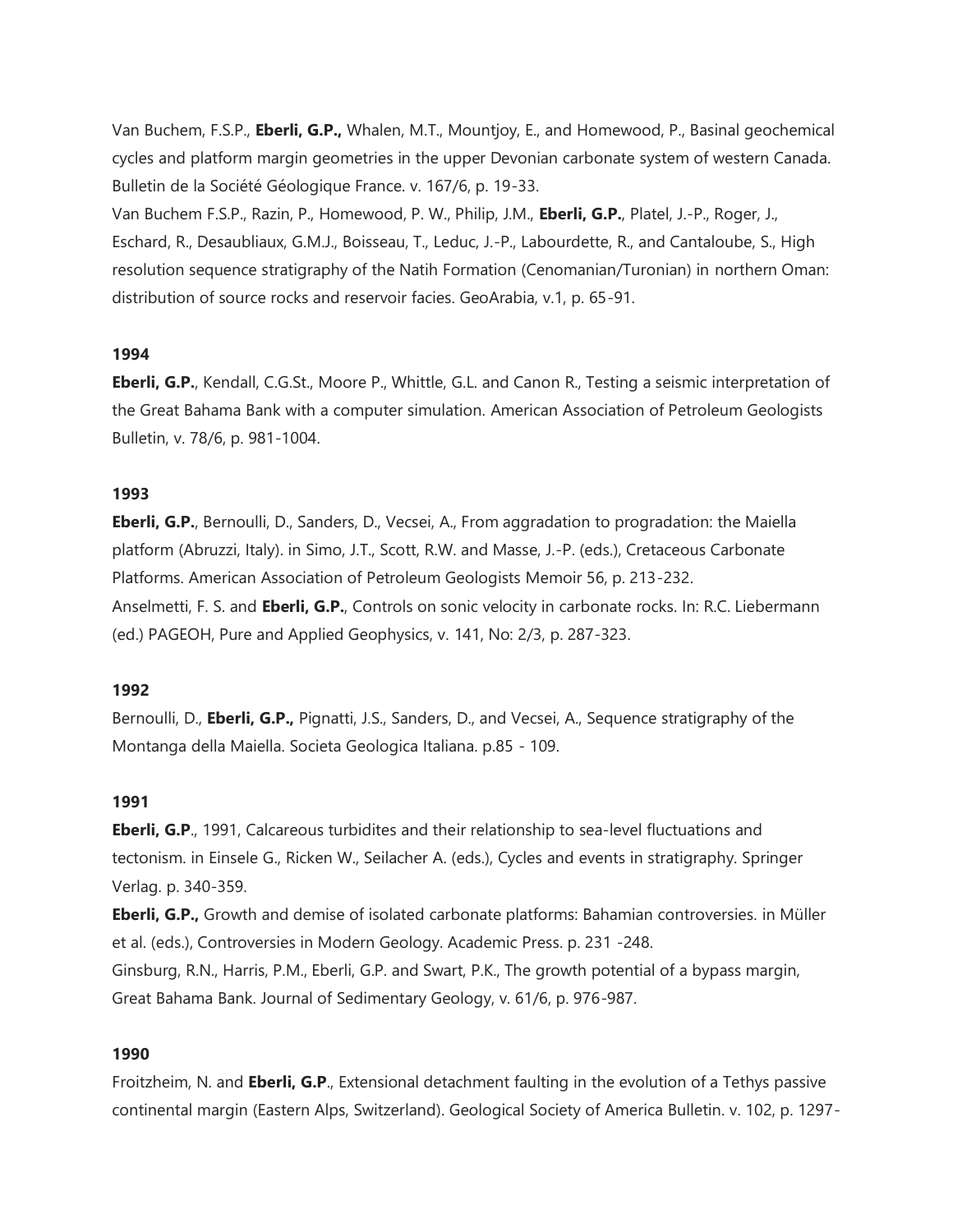Van Buchem, F.S.P., **Eberli, G.P.,** Whalen, M.T., Mountjoy, E., and Homewood, P., Basinal geochemical cycles and platform margin geometries in the upper Devonian carbonate system of western Canada. Bulletin de la Société Géologique France. v. 167/6, p. 19-33.

Van Buchem F.S.P., Razin, P., Homewood, P. W., Philip, J.M., **Eberli, G.P.**, Platel, J.-P., Roger, J., Eschard, R., Desaubliaux, G.M.J., Boisseau, T., Leduc, J.-P., Labourdette, R., and Cantaloube, S., High resolution sequence stratigraphy of the Natih Formation (Cenomanian/Turonian) in northern Oman: distribution of source rocks and reservoir facies. GeoArabia, v.1, p. 65-91.

**1994**

**Eberli, G.P.**, Kendall, C.G.St., Moore P., Whittle, G.L. and Canon R., Testing a seismic interpretation of the Great Bahama Bank with a computer simulation. American Association of Petroleum Geologists Bulletin, v. 78/6, p. 981-1004.

**1993**

**Eberli, G.P.**, Bernoulli, D., Sanders, D., Vecsei, A., From aggradation to progradation: the Maiella platform (Abruzzi, Italy). in Simo, J.T., Scott, R.W. and Masse, J.-P. (eds.), Cretaceous Carbonate Platforms. American Association of Petroleum Geologists Memoir 56, p. 213-232.

Anselmetti, F. S. and **Eberli, G.P.**, Controls on sonic velocity in carbonate rocks. In: R.C. Liebermann (ed.) PAGEOH, Pure and Applied Geophysics, v. 141, No: 2/3, p. 287-323.

**1992**

Bernoulli, D., **Eberli, G.P.,** Pignatti, J.S., Sanders, D., and Vecsei, A., Sequence stratigraphy of the Montanga della Maiella. Societa Geologica Italiana. p.85 - 109.

**1991**

**Eberli, G.P**., 1991, Calcareous turbidites and their relationship to sea-level fluctuations and tectonism. in Einsele G., Ricken W., Seilacher A. (eds.), Cycles and events in stratigraphy. Springer Verlag. p. 340-359.

**Eberli, G.P.,** Growth and demise of isolated carbonate platforms: Bahamian controversies. in Müller et al. (eds.), Controversies in Modern Geology. Academic Press. p. 231 -248.

Ginsburg, R.N., Harris, P.M., Eberli, G.P. and Swart, P.K., The growth potential of a bypass margin, Great Bahama Bank. Journal of Sedimentary Geology, v. 61/6, p. 976-987.

**1990**

Froitzheim, N. and **Eberli, G.P**., Extensional detachment faulting in the evolution of a Tethys passive continental margin (Eastern Alps, Switzerland). Geological Society of America Bulletin. v. 102, p. 1297-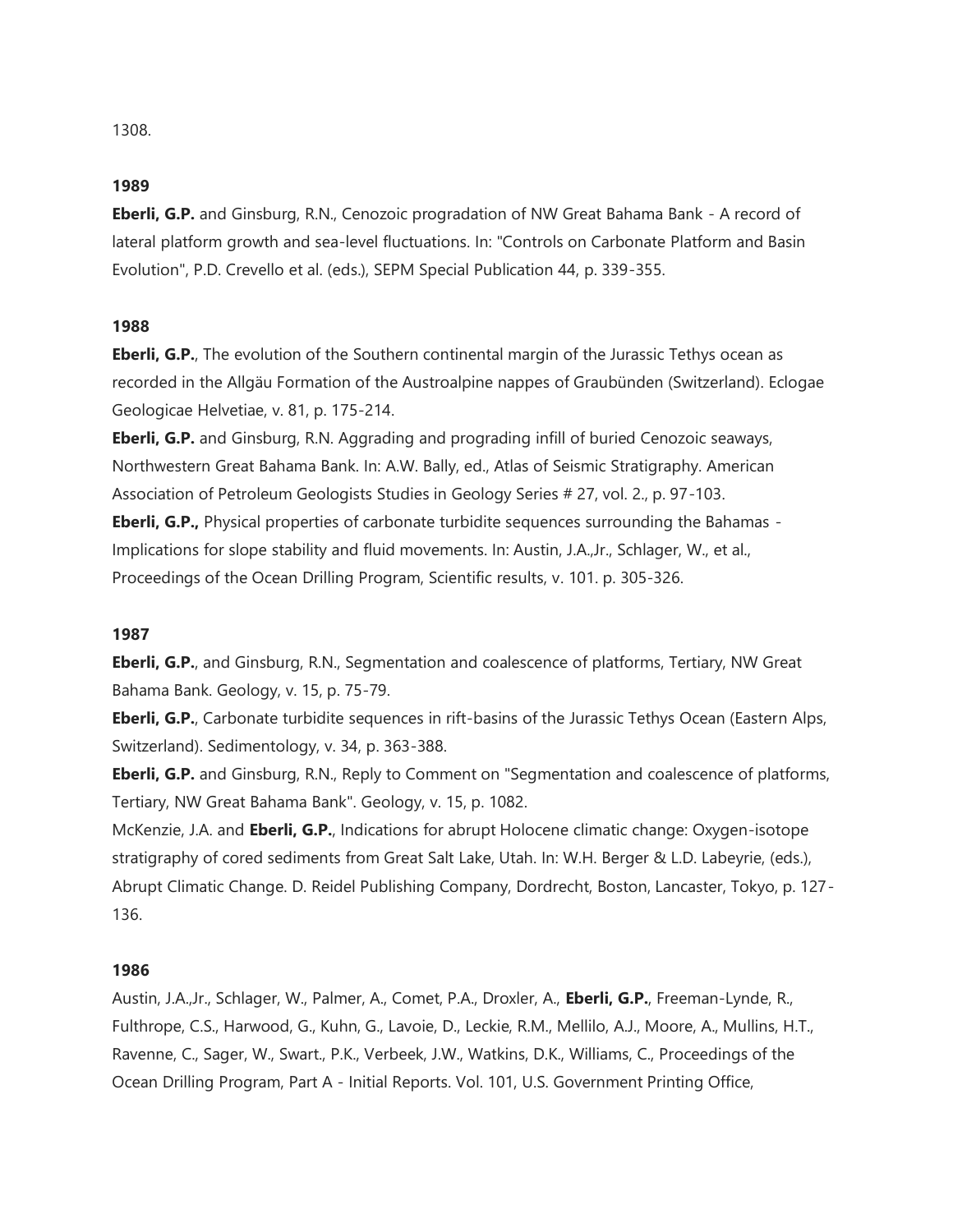1308.

**1989**

**Eberli, G.P.** and Ginsburg, R.N., Cenozoic progradation of NW Great Bahama Bank - A record of lateral platform growth and sea-level fluctuations. In: "Controls on Carbonate Platform and Basin Evolution", P.D. Crevello et al. (eds.), SEPM Special Publication 44, p. 339-355.

**1988**

**Eberli, G.P.**, The evolution of the Southern continental margin of the Jurassic Tethys ocean as recorded in the Allgäu Formation of the Austroalpine nappes of Graubünden (Switzerland). Eclogae Geologicae Helvetiae, v. 81, p. 175-214.

**Eberli, G.P.** and Ginsburg, R.N. Aggrading and prograding infill of buried Cenozoic seaways, Northwestern Great Bahama Bank. In: A.W. Bally, ed., Atlas of Seismic Stratigraphy. American Association of Petroleum Geologists Studies in Geology Series # 27, vol. 2., p. 97-103.

**Eberli, G.P.,** Physical properties of carbonate turbidite sequences surrounding the Bahamas - Implications for slope stability and fluid movements. In: Austin, J.A.,Jr., Schlager, W., et al., Proceedings of the Ocean Drilling Program, Scientific results, v. 101. p. 305-326.

**1987**

**Eberli, G.P.**, and Ginsburg, R.N., Segmentation and coalescence of platforms, Tertiary, NW Great Bahama Bank. Geology, v. 15, p. 75-79.

**Eberli, G.P.**, Carbonate turbidite sequences in rift-basins of the Jurassic Tethys Ocean (Eastern Alps, Switzerland). Sedimentology, v. 34, p. 363-388.

**Eberli, G.P.** and Ginsburg, R.N., Reply to Comment on "Segmentation and coalescence of platforms, Tertiary, NW Great Bahama Bank". Geology, v. 15, p. 1082.

McKenzie, J.A. and **Eberli, G.P.**, Indications for abrupt Holocene climatic change: Oxygen-isotope stratigraphy of cored sediments from Great Salt Lake, Utah. In: W.H. Berger & L.D. Labeyrie, (eds.), Abrupt Climatic Change. D. Reidel Publishing Company, Dordrecht, Boston, Lancaster, Tokyo, p. 127-136.

**1986**

Austin, J.A.,Jr., Schlager, W., Palmer, A., Comet, P.A., Droxler, A., **Eberli, G.P.**, Freeman-Lynde, R., Fulthrope, C.S., Harwood, G., Kuhn, G., Lavoie, D., Leckie, R.M., Mellilo, A.J., Moore, A., Mullins, H.T., Ravenne, C., Sager, W., Swart., P.K., Verbeek, J.W., Watkins, D.K., Williams, C., Proceedings of the Ocean Drilling Program, Part A - Initial Reports. Vol. 101, U.S. Government Printing Office,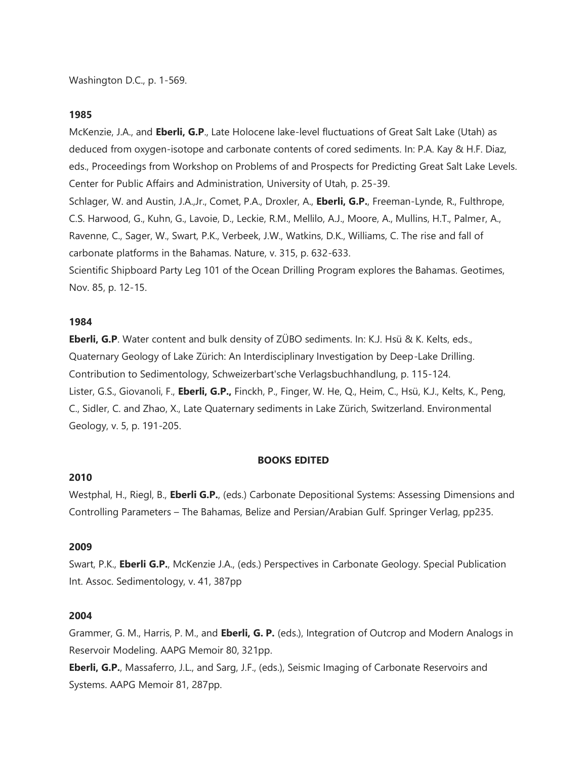Washington D.C., p. 1-569.

**1985**

McKenzie, J.A., and **Eberli, G.P**., Late Holocene lake-level fluctuations of Great Salt Lake (Utah) as deduced from oxygen-isotope and carbonate contents of cored sediments. In: P.A. Kay & H.F. Diaz, eds., Proceedings from Workshop on Problems of and Prospects for Predicting Great Salt Lake Levels. Center for Public Affairs and Administration, University of Utah, p. 25-39.

Schlager, W. and Austin, J.A.,Jr., Comet, P.A., Droxler, A., **Eberli, G.P.**, Freeman-Lynde, R., Fulthrope, C.S. Harwood, G., Kuhn, G., Lavoie, D., Leckie, R.M., Mellilo, A.J., Moore, A., Mullins, H.T., Palmer, A., Ravenne, C., Sager, W., Swart, P.K., Verbeek, J.W., Watkins, D.K., Williams, C. The rise and fall of carbonate platforms in the Bahamas. Nature, v. 315, p. 632-633.

Scientific Shipboard Party Leg 101 of the Ocean Drilling Program explores the Bahamas. Geotimes, Nov. 85, p. 12-15.

**1984**

**Eberli, G.P**. Water content and bulk density of ZÜBO sediments. In: K.J. Hsü & K. Kelts, eds., Quaternary Geology of Lake Zürich: An Interdisciplinary Investigation by Deep-Lake Drilling. Contribution to Sedimentology, Schweizerbart'sche Verlagsbuchhandlung, p. 115-124.

Lister, G.S., Giovanoli, F., **Eberli, G.P.,** Finckh, P., Finger, W. He, Q., Heim, C., Hsü, K.J., Kelts, K., Peng, C., Sidler, C. and Zhao, X., Late Quaternary sediments in Lake Zürich, Switzerland. Environmental Geology, v. 5, p. 191-205.

## BOOKS EDITED

**2010**

Westphal, H., Riegl, B., **Eberli G.P.**, (eds.) Carbonate Depositional Systems: Assessing Dimensions and Controlling Parameters – The Bahamas, Belize and Persian/Arabian Gulf. Springer Verlag, pp235.

**2009**

Swart, P.K., **Eberli G.P.**, McKenzie J.A., (eds.) Perspectives in Carbonate Geology. Special Publication Int. Assoc. Sedimentology, v. 41, 387pp

**2004**

Grammer, G. M., Harris, P. M., and **Eberli, G. P.** (eds.), Integration of Outcrop and Modern Analogs in Reservoir Modeling. AAPG Memoir 80, 321pp.

**Eberli, G.P.**, Massaferro, J.L., and Sarg, J.F., (eds.), Seismic Imaging of Carbonate Reservoirs and Systems. AAPG Memoir 81, 287pp.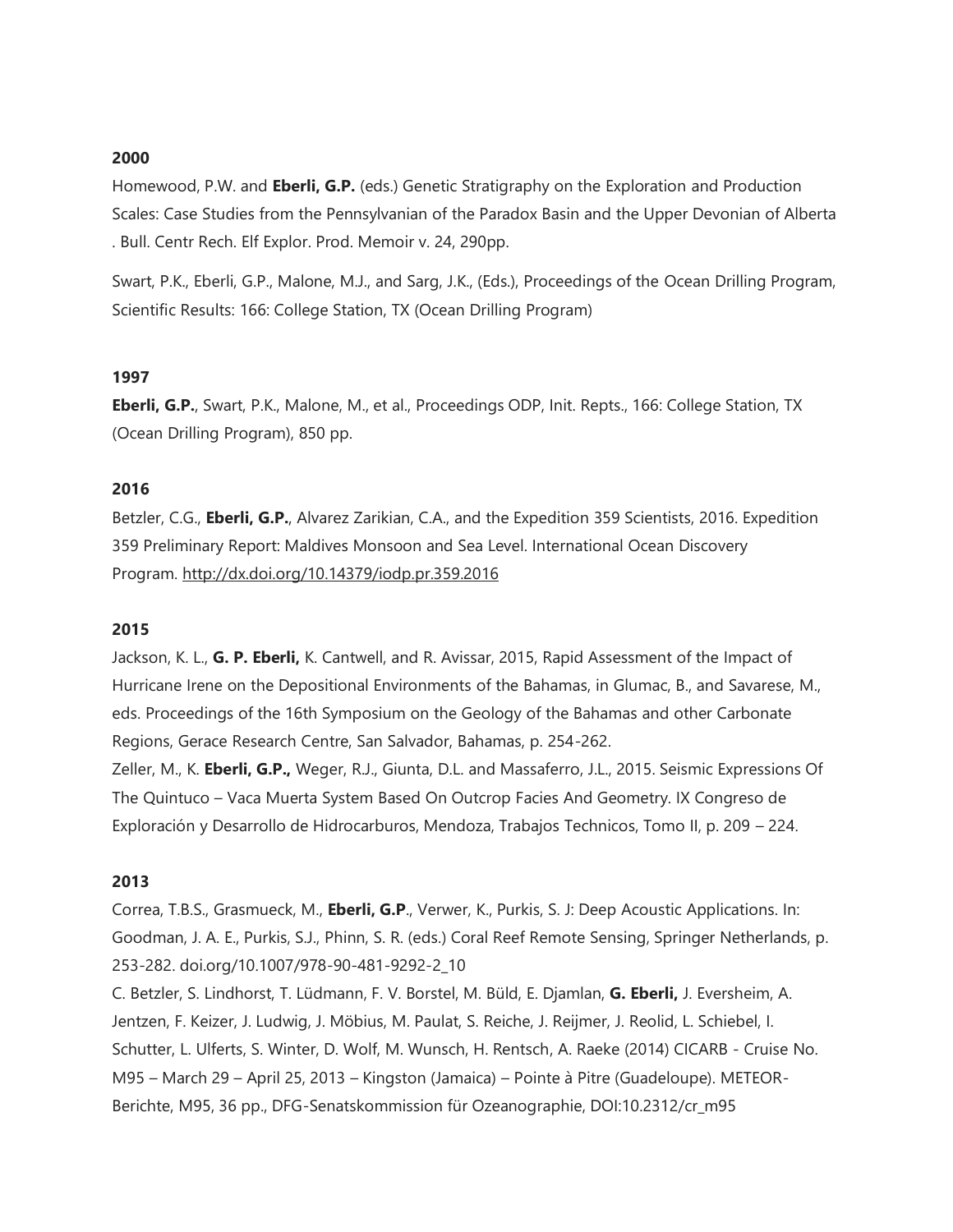**2000**

Homewood, P.W. and **Eberli, G.P.** (eds.) Genetic Stratigraphy on the Exploration and Production Scales: Case Studies from the Pennsylvanian of the Paradox Basin and the Upper Devonian of Alberta . Bull. Centr Rech. Elf Explor. Prod. Memoir v. 24, 290pp.

Swart, P.K., Eberli, G.P., Malone, M.J., and Sarg, J.K., (Eds.), Proceedings of the Ocean Drilling Program, Scientific Results: 166: College Station, TX (Ocean Drilling Program)

**1997**

**Eberli, G.P.**, Swart, P.K., Malone, M., et al., Proceedings ODP, Init. Repts., 166: College Station, TX (Ocean Drilling Program), 850 pp.

**2016**

Betzler, C.G., **Eberli, G.P.**, Alvarez Zarikian, C.A., and the Expedition 359 Scientists, 2016. Expedition 359 Preliminary Report: Maldives Monsoon and Sea Level. International Ocean Discovery Program. http://dx.doi.org/10.14379/iodp.pr.359.2016

**2015**

Jackson, K. L., **G. P. Eberli,** K. Cantwell, and R. Avissar, 2015, Rapid Assessment of the Impact of Hurricane Irene on the Depositional Environments of the Bahamas, in Glumac, B., and Savarese, M., eds. Proceedings of the 16th Symposium on the Geology of the Bahamas and other Carbonate Regions, Gerace Research Centre, San Salvador, Bahamas, p. 254-262.

Zeller, M., K. **Eberli, G.P.,** Weger, R.J., Giunta, D.L. and Massaferro, J.L., 2015. Seismic Expressions Of The Quintuco – Vaca Muerta System Based On Outcrop Facies And Geometry. IX Congreso de Exploración y Desarrollo de Hidrocarburos, Mendoza, Trabajos Technicos, Tomo II, p. 209 – 224.

**2013**

Correa, T.B.S., Grasmueck, M., **Eberli, G.P**., Verwer, K., Purkis, S. J: Deep Acoustic Applications. In: Goodman, J. A. E., Purkis, S.J., Phinn, S. R. (eds.) Coral Reef Remote Sensing, Springer Netherlands, p. 253-282. doi.org/10.1007/978-90-481-9292-2_10

C. Betzler, S. Lindhorst, T. Lüdmann, F. V. Borstel, M. Büld, E. Djamlan, **G. Eberli,** J. Eversheim, A. Jentzen, F. Keizer, J. Ludwig, J. Möbius, M. Paulat, S. Reiche, J. Reijmer, J. Reolid, L. Schiebel, I. Schutter, L. Ulferts, S. Winter, D. Wolf, M. Wunsch, H. Rentsch, A. Raeke (2014) CICARB - Cruise No. M95 – March 29 – April 25, 2013 – Kingston (Jamaica) – Pointe à Pitre (Guadeloupe). METEOR-Berichte, M95, 36 pp., DFG-Senatskommission für Ozeanographie, DOI:10.2312/cr_m95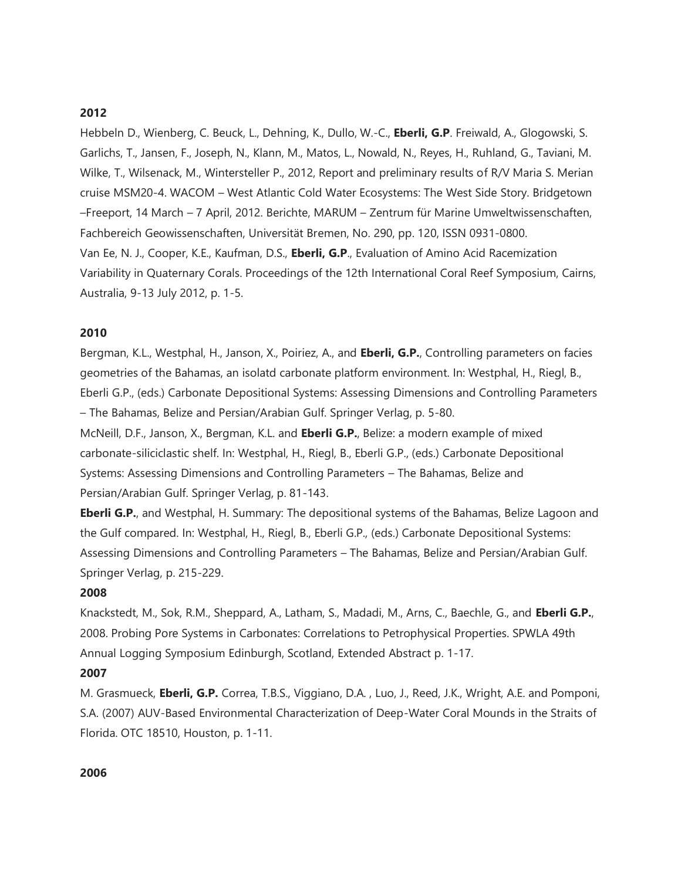**2012**

Hebbeln D., Wienberg, C. Beuck, L., Dehning, K., Dullo, W.-C., **Eberli, G.P**. Freiwald, A., Glogowski, S. Garlichs, T., Jansen, F., Joseph, N., Klann, M., Matos, L., Nowald, N., Reyes, H., Ruhland, G., Taviani, M. Wilke, T., Wilsenack, M., Wintersteller P., 2012, Report and preliminary results of R/V Maria S. Merian cruise MSM20-4. WACOM – West Atlantic Cold Water Ecosystems: The West Side Story. Bridgetown –Freeport, 14 March – 7 April, 2012. Berichte, MARUM – Zentrum für Marine Umweltwissenschaften, Fachbereich Geowissenschaften, Universität Bremen, No. 290, pp. 120, ISSN 0931-0800.

Van Ee, N. J., Cooper, K.E., Kaufman, D.S., **Eberli, G.P**., Evaluation of Amino Acid Racemization Variability in Quaternary Corals. Proceedings of the 12th International Coral Reef Symposium, Cairns, Australia, 9-13 July 2012, p. 1-5.

**2010**

Bergman, K.L., Westphal, H., Janson, X., Poiriez, A., and **Eberli, G.P.**, Controlling parameters on facies geometries of the Bahamas, an isolatd carbonate platform environment. In: Westphal, H., Riegl, B., Eberli G.P., (eds.) Carbonate Depositional Systems: Assessing Dimensions and Controlling Parameters – The Bahamas, Belize and Persian/Arabian Gulf. Springer Verlag, p. 5-80.

McNeill, D.F., Janson, X., Bergman, K.L. and **Eberli G.P.**, Belize: a modern example of mixed carbonate-siliciclastic shelf. In: Westphal, H., Riegl, B., Eberli G.P., (eds.) Carbonate Depositional Systems: Assessing Dimensions and Controlling Parameters – The Bahamas, Belize and Persian/Arabian Gulf. Springer Verlag, p. 81-143.

**Eberli G.P.**, and Westphal, H. Summary: The depositional systems of the Bahamas, Belize Lagoon and the Gulf compared. In: Westphal, H., Riegl, B., Eberli G.P., (eds.) Carbonate Depositional Systems: Assessing Dimensions and Controlling Parameters – The Bahamas, Belize and Persian/Arabian Gulf. Springer Verlag, p. 215-229.

**2008**

Knackstedt, M., Sok, R.M., Sheppard, A., Latham, S., Madadi, M., Arns, C., Baechle, G., and **Eberli G.P.**, 2008. Probing Pore Systems in Carbonates: Correlations to Petrophysical Properties. SPWLA 49th Annual Logging Symposium Edinburgh, Scotland, Extended Abstract p. 1-17.

**2007**

M. Grasmueck, **Eberli, G.P.** Correa, T.B.S., Viggiano, D.A. , Luo, J., Reed, J.K., Wright, A.E. and Pomponi, S.A. (2007) AUV-Based Environmental Characterization of Deep-Water Coral Mounds in the Straits of Florida. OTC 18510, Houston, p. 1-11.

**2006**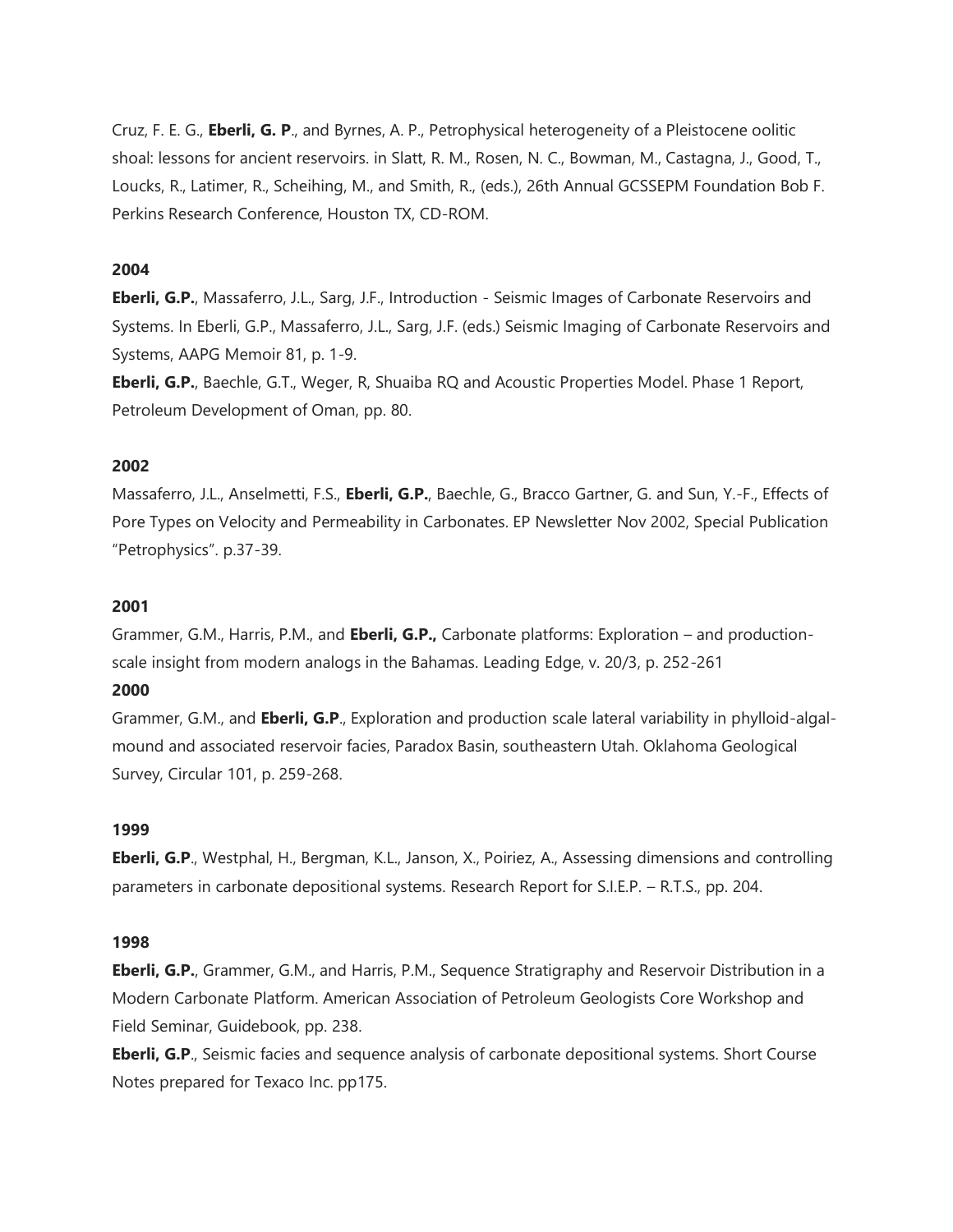Cruz, F. E. G., **Eberli, G. P**., and Byrnes, A. P., Petrophysical heterogeneity of a Pleistocene oolitic shoal: lessons for ancient reservoirs. in Slatt, R. M., Rosen, N. C., Bowman, M., Castagna, J., Good, T., Loucks, R., Latimer, R., Scheihing, M., and Smith, R., (eds.), 26th Annual GCSSEPM Foundation Bob F. Perkins Research Conference, Houston TX, CD-ROM.

**2004**

**Eberli, G.P.**, Massaferro, J.L., Sarg, J.F., Introduction - Seismic Images of Carbonate Reservoirs and Systems. In Eberli, G.P., Massaferro, J.L., Sarg, J.F. (eds.) Seismic Imaging of Carbonate Reservoirs and Systems, AAPG Memoir 81, p. 1-9.

**Eberli, G.P.**, Baechle, G.T., Weger, R, Shuaiba RQ and Acoustic Properties Model. Phase 1 Report, Petroleum Development of Oman, pp. 80.

**2002**

Massaferro, J.L., Anselmetti, F.S., **Eberli, G.P.**, Baechle, G., Bracco Gartner, G. and Sun, Y.-F., Effects of Pore Types on Velocity and Permeability in Carbonates. EP Newsletter Nov 2002, Special Publication "Petrophysics". p.37-39.

**2001**

Grammer, G.M., Harris, P.M., and **Eberli, G.P.,** Carbonate platforms: Exploration – and production-scale insight from modern analogs in the Bahamas. Leading Edge, v. 20/3, p. 252-261

**2000**

Grammer, G.M., and **Eberli, G.P**., Exploration and production scale lateral variability in phylloid-algal-mound and associated reservoir facies, Paradox Basin, southeastern Utah. Oklahoma Geological Survey, Circular 101, p. 259-268.

**1999**

**Eberli, G.P**., Westphal, H., Bergman, K.L., Janson, X., Poiriez, A., Assessing dimensions and controlling parameters in carbonate depositional systems. Research Report for S.I.E.P. – R.T.S., pp. 204.

**1998**

**Eberli, G.P.**, Grammer, G.M., and Harris, P.M., Sequence Stratigraphy and Reservoir Distribution in a Modern Carbonate Platform. American Association of Petroleum Geologists Core Workshop and Field Seminar, Guidebook, pp. 238.

**Eberli, G.P**., Seismic facies and sequence analysis of carbonate depositional systems. Short Course Notes prepared for Texaco Inc. pp175.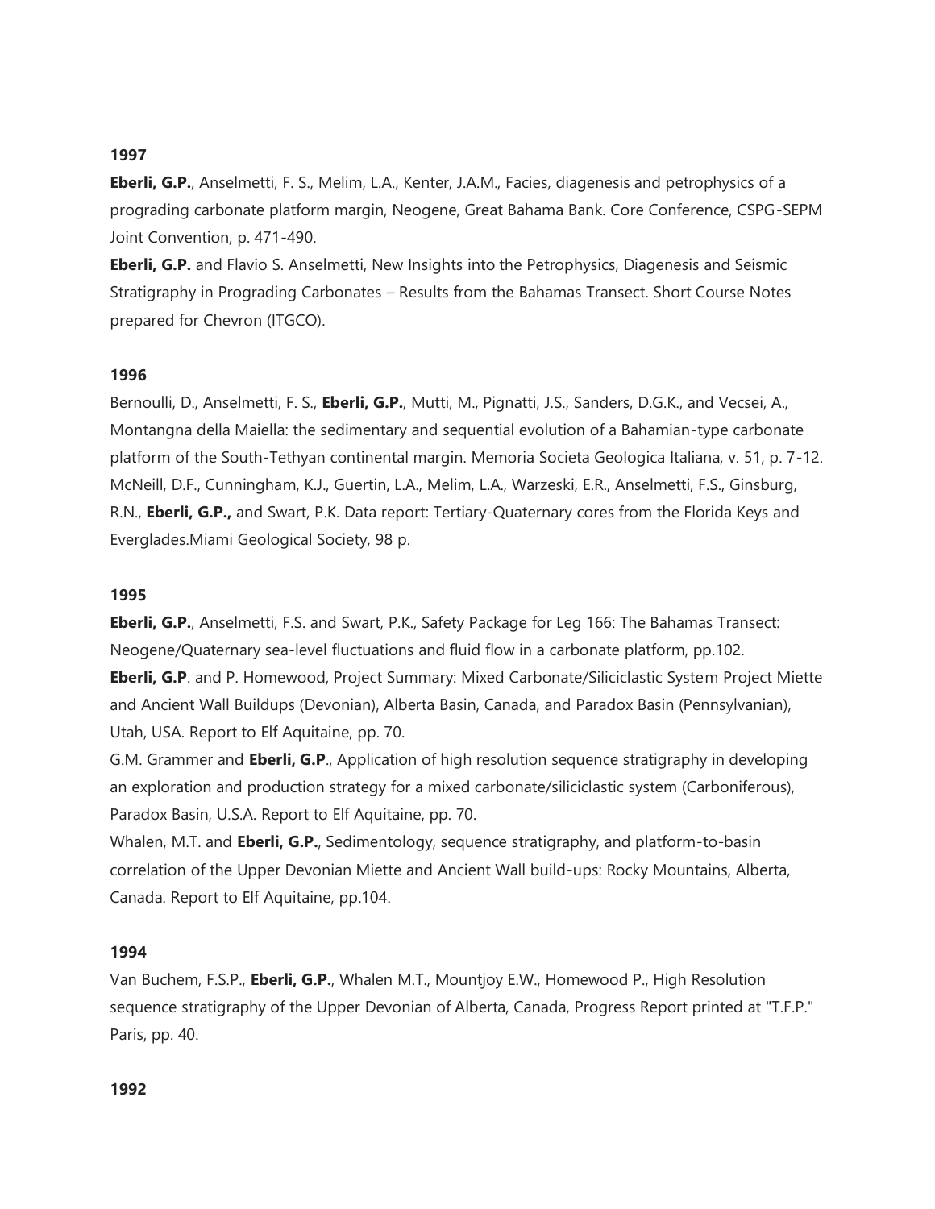**1997**

**Eberli, G.P.**, Anselmetti, F. S., Melim, L.A., Kenter, J.A.M., Facies, diagenesis and petrophysics of a prograding carbonate platform margin, Neogene, Great Bahama Bank. Core Conference, CSPG-SEPM Joint Convention, p. 471-490.

**Eberli, G.P.** and Flavio S. Anselmetti, New Insights into the Petrophysics, Diagenesis and Seismic Stratigraphy in Prograding Carbonates – Results from the Bahamas Transect. Short Course Notes prepared for Chevron (ITGCO).

**1996**

Bernoulli, D., Anselmetti, F. S., **Eberli, G.P.**, Mutti, M., Pignatti, J.S., Sanders, D.G.K., and Vecsei, A., Montangna della Maiella: the sedimentary and sequential evolution of a Bahamian-type carbonate platform of the South-Tethyan continental margin. Memoria Societa Geologica Italiana, v. 51, p. 7-12.

McNeill, D.F., Cunningham, K.J., Guertin, L.A., Melim, L.A., Warzeski, E.R., Anselmetti, F.S., Ginsburg, R.N., **Eberli, G.P.,** and Swart, P.K. Data report: Tertiary-Quaternary cores from the Florida Keys and Everglades.Miami Geological Society, 98 p.

**1995**

**Eberli, G.P.**, Anselmetti, F.S. and Swart, P.K., Safety Package for Leg 166: The Bahamas Transect: Neogene/Quaternary sea-level fluctuations and fluid flow in a carbonate platform, pp.102.

**Eberli, G.P**. and P. Homewood, Project Summary: Mixed Carbonate/Siliciclastic System Project Miette and Ancient Wall Buildups (Devonian), Alberta Basin, Canada, and Paradox Basin (Pennsylvanian), Utah, USA. Report to Elf Aquitaine, pp. 70.

G.M. Grammer and **Eberli, G.P**., Application of high resolution sequence stratigraphy in developing an exploration and production strategy for a mixed carbonate/siliciclastic system (Carboniferous), Paradox Basin, U.S.A. Report to Elf Aquitaine, pp. 70.

Whalen, M.T. and **Eberli, G.P.**, Sedimentology, sequence stratigraphy, and platform-to-basin correlation of the Upper Devonian Miette and Ancient Wall build-ups: Rocky Mountains, Alberta, Canada. Report to Elf Aquitaine, pp.104.

**1994**

Van Buchem, F.S.P., **Eberli, G.P.**, Whalen M.T., Mountjoy E.W., Homewood P., High Resolution sequence stratigraphy of the Upper Devonian of Alberta, Canada, Progress Report printed at "T.F.P." Paris, pp. 40.

**1992**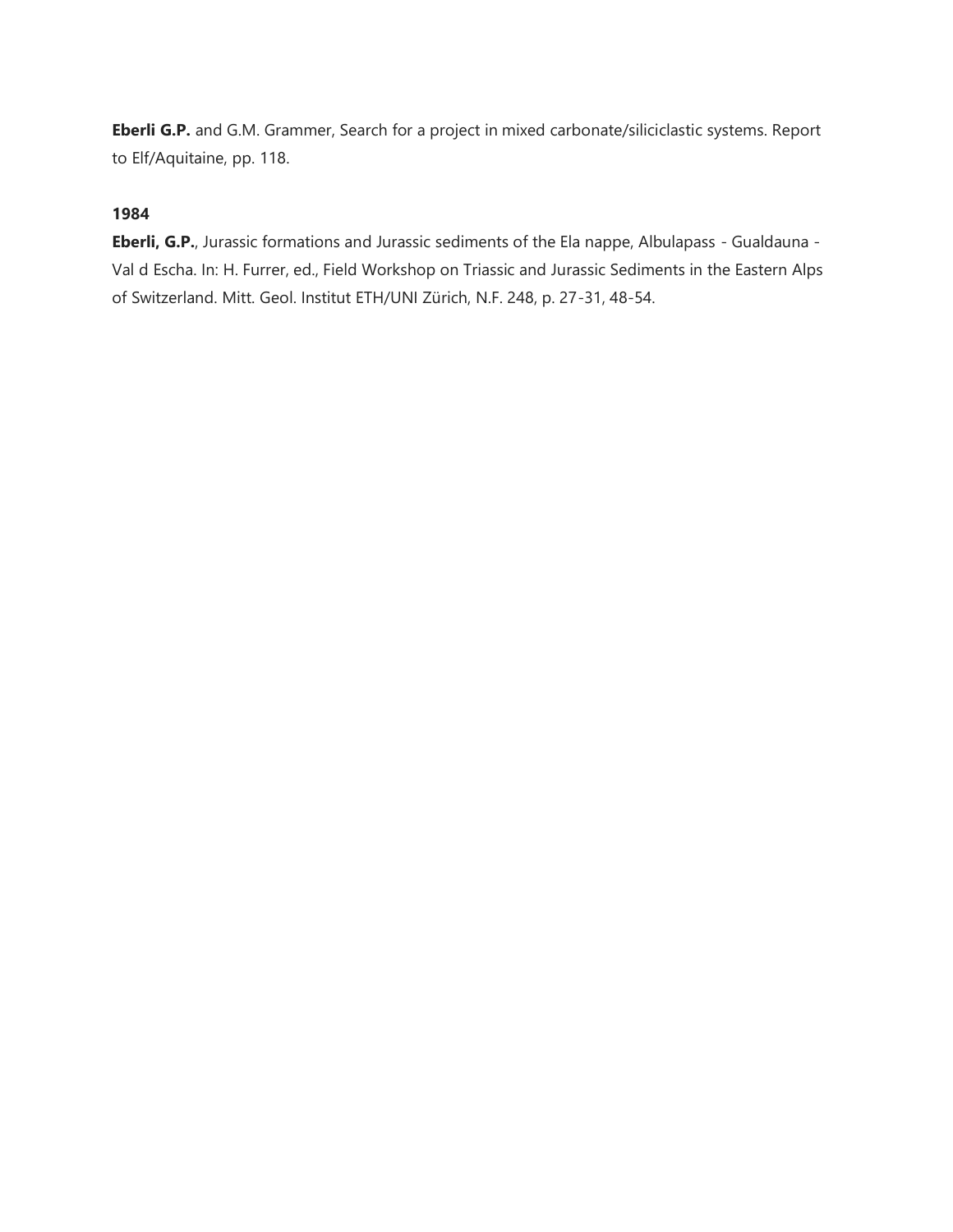**Eberli G.P.** and G.M. Grammer, Search for a project in mixed carbonate/siliciclastic systems. Report to Elf/Aquitaine, pp. 118.

**1984**

**Eberli, G.P.**, Jurassic formations and Jurassic sediments of the Ela nappe, Albulapass - Gualdauna - Val d Escha. In: H. Furrer, ed., Field Workshop on Triassic and Jurassic Sediments in the Eastern Alps of Switzerland. Mitt. Geol. Institut ETH/UNI Zürich, N.F. 248, p. 27-31, 48-54.